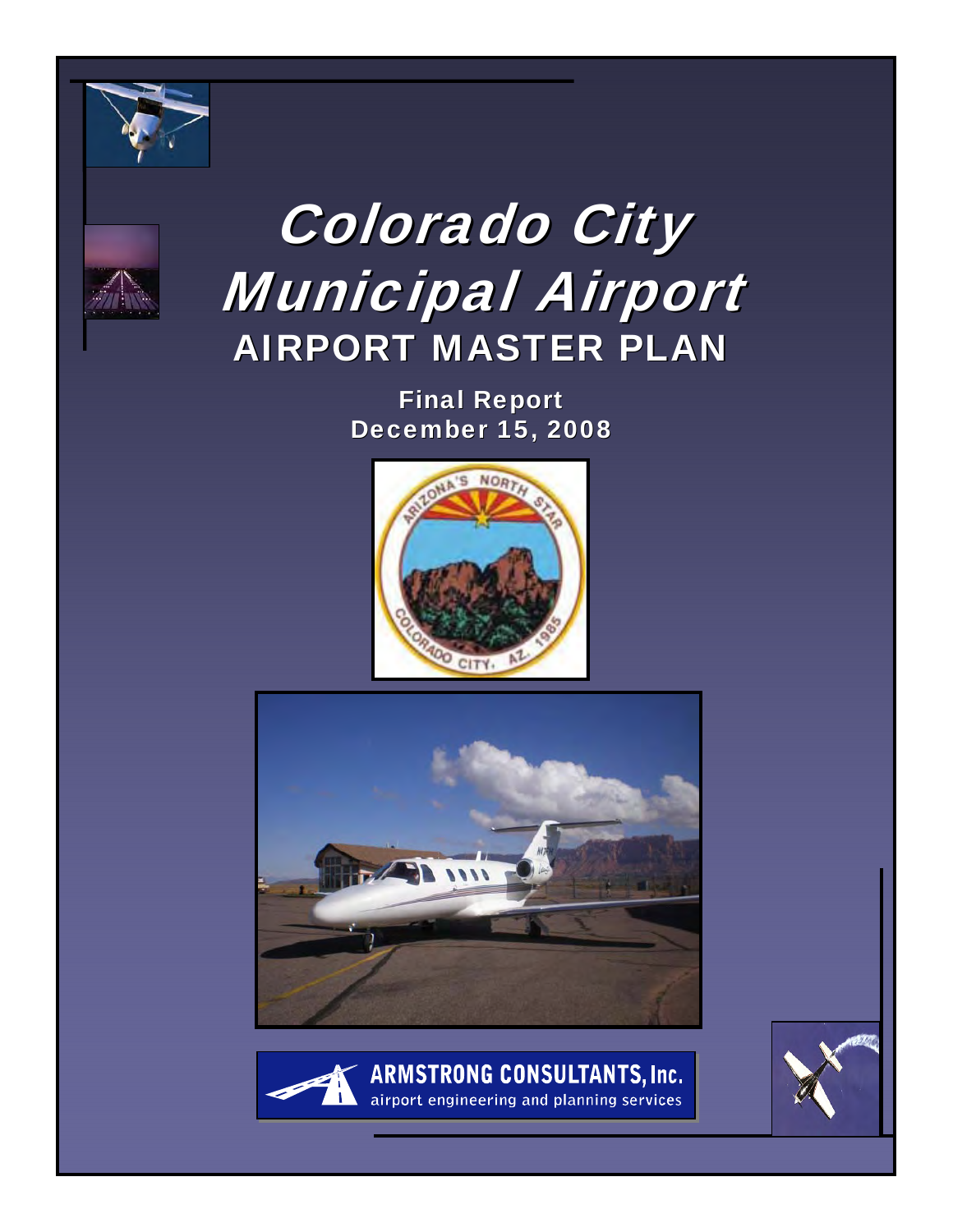# Colorado City Municipal Airport

## AIRPORT MASTER PLAN

**Final Report**
**December 15, 2008**

ARMSTRONG CONSULTANTS, Inc.
airport engineering and planning services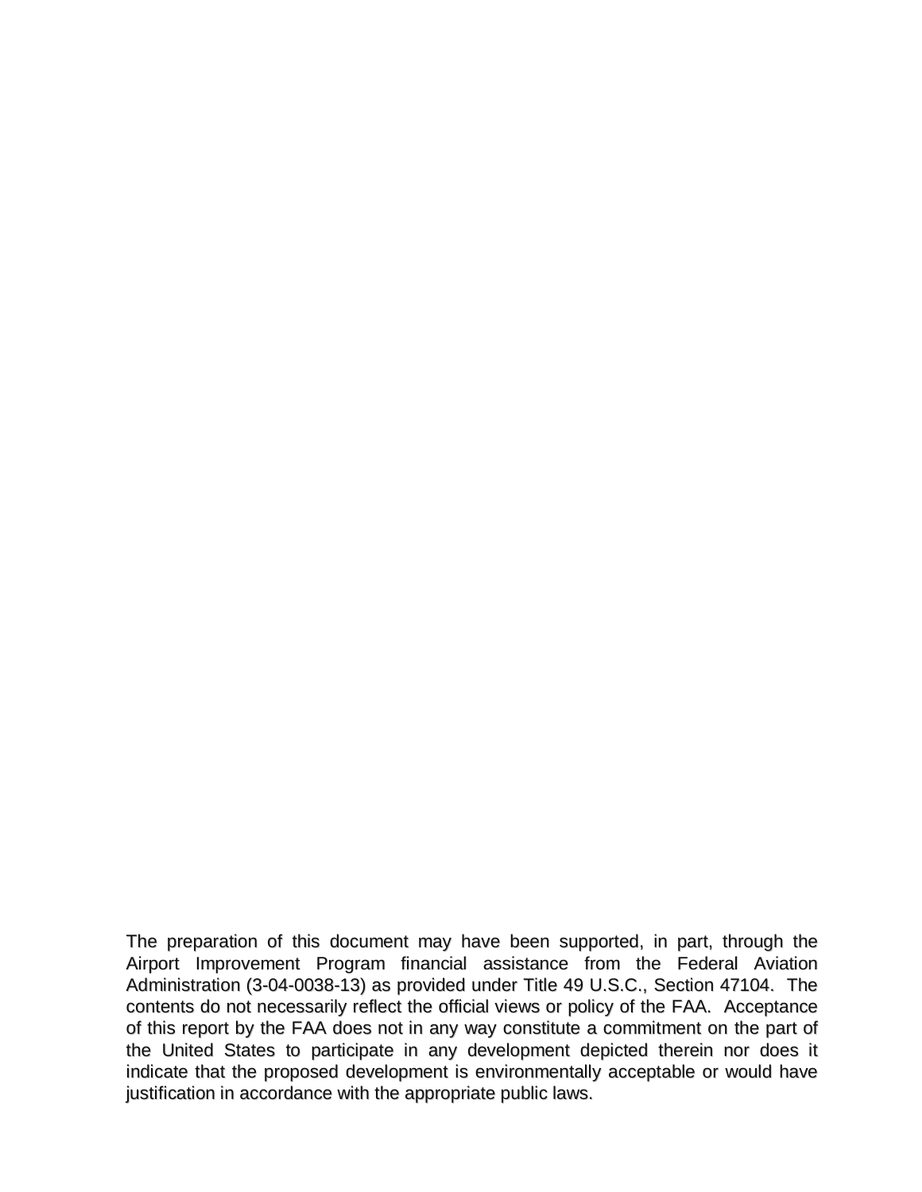The preparation of this document may have been supported, in part, through the Airport Improvement Program financial assistance from the Federal Aviation Administration (3-04-0038-13) as provided under Title 49 U.S.C., Section 47104. The contents do not necessarily reflect the official views or policy of the FAA. Acceptance of this report by the FAA does not in any way constitute a commitment on the part of the United States to participate in any development depicted therein nor does it indicate that the proposed development is environmentally acceptable or would have justification in accordance with the appropriate public laws.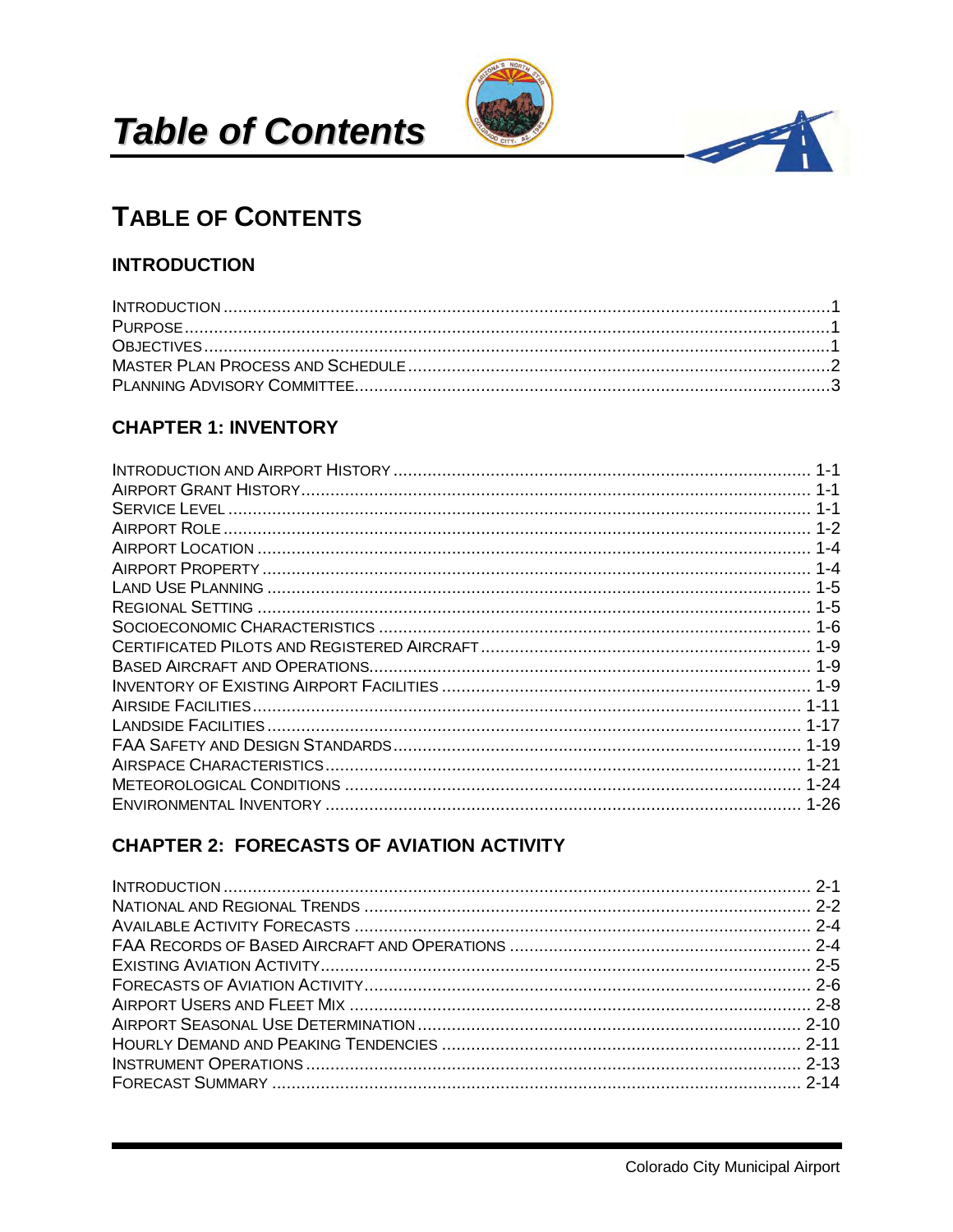# Table of Contents

## TABLE OF CONTENTS

### INTRODUCTION

| | |
|---|---|
| INTRODUCTION | 1 |
| PURPOSE | 1 |
| OBJECTIVES | 1 |
| MASTER PLAN PROCESS AND SCHEDULE | 2 |
| PLANNING ADVISORY COMMITTEE | 3 |

### CHAPTER 1: INVENTORY

| | |
|---|---|
| INTRODUCTION AND AIRPORT HISTORY | 1-1 |
| AIRPORT GRANT HISTORY | 1-1 |
| SERVICE LEVEL | 1-1 |
| AIRPORT ROLE | 1-2 |
| AIRPORT LOCATION | 1-4 |
| AIRPORT PROPERTY | 1-4 |
| LAND USE PLANNING | 1-5 |
| REGIONAL SETTING | 1-5 |
| SOCIOECONOMIC CHARACTERISTICS | 1-6 |
| CERTIFICATED PILOTS AND REGISTERED AIRCRAFT | 1-9 |
| BASED AIRCRAFT AND OPERATIONS | 1-9 |
| INVENTORY OF EXISTING AIRPORT FACILITIES | 1-9 |
| AIRSIDE FACILITIES | 1-11 |
| LANDSIDE FACILITIES | 1-17 |
| FAA SAFETY AND DESIGN STANDARDS | 1-19 |
| AIRSPACE CHARACTERISTICS | 1-21 |
| METEOROLOGICAL CONDITIONS | 1-24 |
| ENVIRONMENTAL INVENTORY | 1-26 |

### CHAPTER 2: FORECASTS OF AVIATION ACTIVITY

| | |
|---|---|
| INTRODUCTION | 2-1 |
| NATIONAL AND REGIONAL TRENDS | 2-2 |
| AVAILABLE ACTIVITY FORECASTS | 2-4 |
| FAA RECORDS OF BASED AIRCRAFT AND OPERATIONS | 2-4 |
| EXISTING AVIATION ACTIVITY | 2-5 |
| FORECASTS OF AVIATION ACTIVITY | 2-6 |
| AIRPORT USERS AND FLEET MIX | 2-8 |
| AIRPORT SEASONAL USE DETERMINATION | 2-10 |
| HOURLY DEMAND AND PEAKING TENDENCIES | 2-11 |
| INSTRUMENT OPERATIONS | 2-13 |
| FORECAST SUMMARY | 2-14 |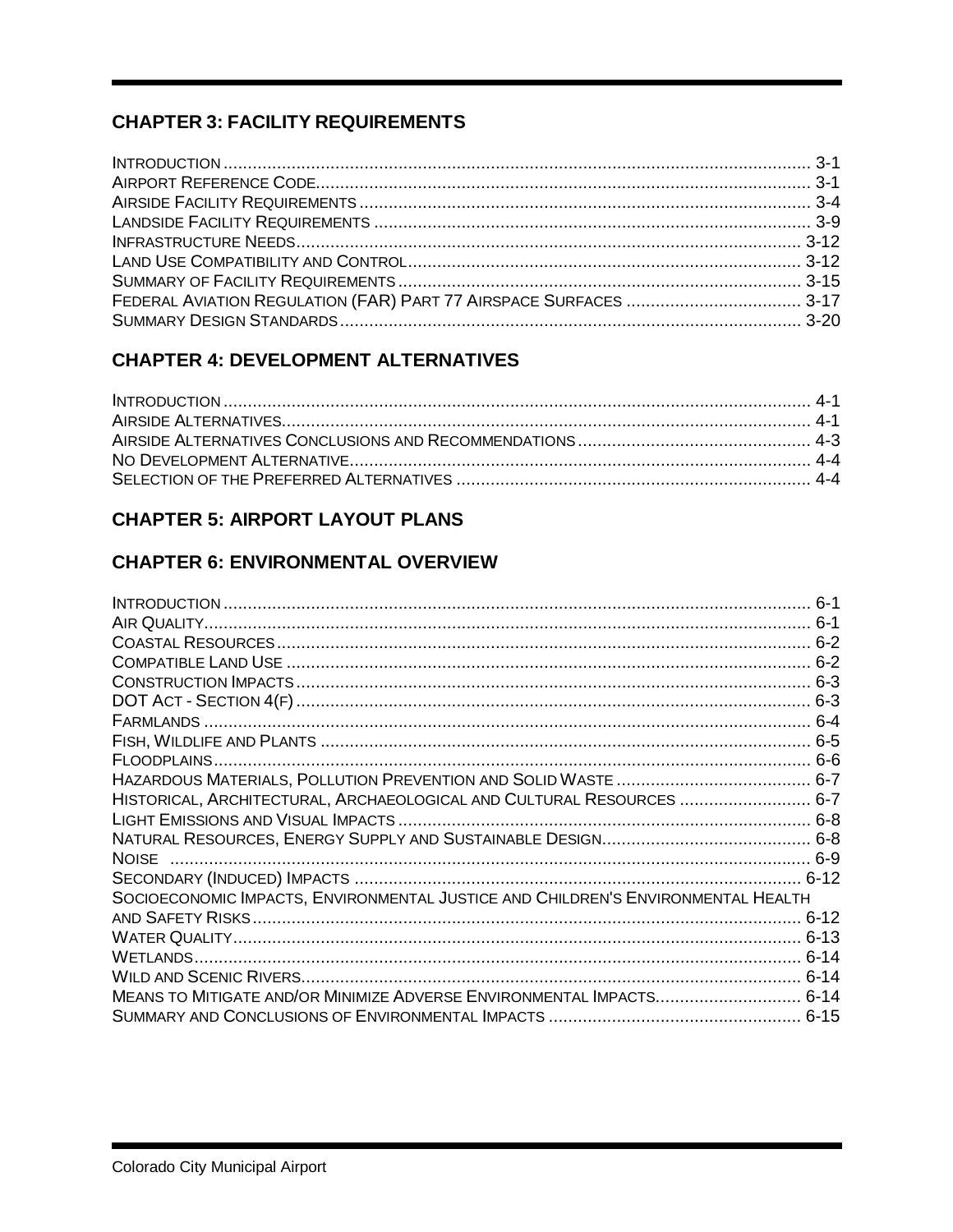## CHAPTER 3: FACILITY REQUIREMENTS

INTRODUCTION .......... 3-1
AIRPORT REFERENCE CODE .......... 3-1
AIRSIDE FACILITY REQUIREMENTS .......... 3-4
LANDSIDE FACILITY REQUIREMENTS .......... 3-9
INFRASTRUCTURE NEEDS .......... 3-12
LAND USE COMPATIBILITY AND CONTROL .......... 3-12
SUMMARY OF FACILITY REQUIREMENTS .......... 3-15
FEDERAL AVIATION REGULATION (FAR) PART 77 AIRSPACE SURFACES .......... 3-17
SUMMARY DESIGN STANDARDS .......... 3-20

## CHAPTER 4: DEVELOPMENT ALTERNATIVES

INTRODUCTION .......... 4-1
AIRSIDE ALTERNATIVES .......... 4-1
AIRSIDE ALTERNATIVES CONCLUSIONS AND RECOMMENDATIONS .......... 4-3
NO DEVELOPMENT ALTERNATIVE .......... 4-4
SELECTION OF THE PREFERRED ALTERNATIVES .......... 4-4

## CHAPTER 5: AIRPORT LAYOUT PLANS

## CHAPTER 6: ENVIRONMENTAL OVERVIEW

INTRODUCTION .......... 6-1
AIR QUALITY .......... 6-1
COASTAL RESOURCES .......... 6-2
COMPATIBLE LAND USE .......... 6-2
CONSTRUCTION IMPACTS .......... 6-3
DOT ACT - SECTION 4(F) .......... 6-3
FARMLANDS .......... 6-4
FISH, WILDLIFE AND PLANTS .......... 6-5
FLOODPLAINS .......... 6-6
HAZARDOUS MATERIALS, POLLUTION PREVENTION AND SOLID WASTE .......... 6-7
HISTORICAL, ARCHITECTURAL, ARCHAEOLOGICAL AND CULTURAL RESOURCES .......... 6-7
LIGHT EMISSIONS AND VISUAL IMPACTS .......... 6-8
NATURAL RESOURCES, ENERGY SUPPLY AND SUSTAINABLE DESIGN .......... 6-8
NOISE .......... 6-9
SECONDARY (INDUCED) IMPACTS .......... 6-12
SOCIOECONOMIC IMPACTS, ENVIRONMENTAL JUSTICE AND CHILDREN'S ENVIRONMENTAL HEALTH AND SAFETY RISKS .......... 6-12
WATER QUALITY .......... 6-13
WETLANDS .......... 6-14
WILD AND SCENIC RIVERS .......... 6-14
MEANS TO MITIGATE AND/OR MINIMIZE ADVERSE ENVIRONMENTAL IMPACTS .......... 6-14
SUMMARY AND CONCLUSIONS OF ENVIRONMENTAL IMPACTS .......... 6-15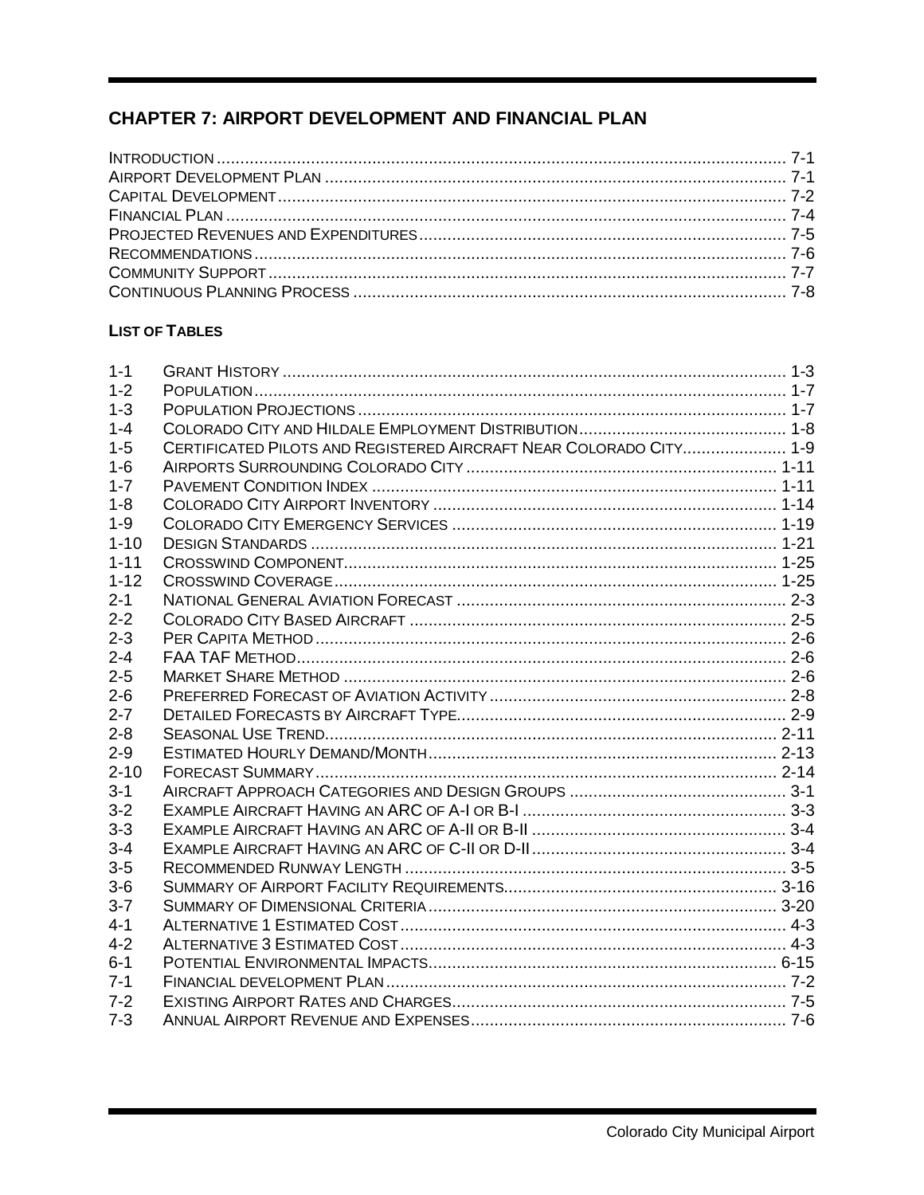## CHAPTER 7: AIRPORT DEVELOPMENT AND FINANCIAL PLAN

| | |
|---|---|
| INTRODUCTION | 7-1 |
| AIRPORT DEVELOPMENT PLAN | 7-1 |
| CAPITAL DEVELOPMENT | 7-2 |
| FINANCIAL PLAN | 7-4 |
| PROJECTED REVENUES AND EXPENDITURES | 7-5 |
| RECOMMENDATIONS | 7-6 |
| COMMUNITY SUPPORT | 7-7 |
| CONTINUOUS PLANNING PROCESS | 7-8 |

### LIST OF TABLES

| | | |
|---|---|---|
| 1-1 | GRANT HISTORY | 1-3 |
| 1-2 | POPULATION | 1-7 |
| 1-3 | POPULATION PROJECTIONS | 1-7 |
| 1-4 | COLORADO CITY AND HILDALE EMPLOYMENT DISTRIBUTION | 1-8 |
| 1-5 | CERTIFICATED PILOTS AND REGISTERED AIRCRAFT NEAR COLORADO CITY | 1-9 |
| 1-6 | AIRPORTS SURROUNDING COLORADO CITY | 1-11 |
| 1-7 | PAVEMENT CONDITION INDEX | 1-11 |
| 1-8 | COLORADO CITY AIRPORT INVENTORY | 1-14 |
| 1-9 | COLORADO CITY EMERGENCY SERVICES | 1-19 |
| 1-10 | DESIGN STANDARDS | 1-21 |
| 1-11 | CROSSWIND COMPONENT | 1-25 |
| 1-12 | CROSSWIND COVERAGE | 1-25 |
| 2-1 | NATIONAL GENERAL AVIATION FORECAST | 2-3 |
| 2-2 | COLORADO CITY BASED AIRCRAFT | 2-5 |
| 2-3 | PER CAPITA METHOD | 2-6 |
| 2-4 | FAA TAF METHOD | 2-6 |
| 2-5 | MARKET SHARE METHOD | 2-6 |
| 2-6 | PREFERRED FORECAST OF AVIATION ACTIVITY | 2-8 |
| 2-7 | DETAILED FORECASTS BY AIRCRAFT TYPE | 2-9 |
| 2-8 | SEASONAL USE TREND | 2-11 |
| 2-9 | ESTIMATED HOURLY DEMAND/MONTH | 2-13 |
| 2-10 | FORECAST SUMMARY | 2-14 |
| 3-1 | AIRCRAFT APPROACH CATEGORIES AND DESIGN GROUPS | 3-1 |
| 3-2 | EXAMPLE AIRCRAFT HAVING AN ARC OF A-I OR B-I | 3-3 |
| 3-3 | EXAMPLE AIRCRAFT HAVING AN ARC OF A-II OR B-II | 3-4 |
| 3-4 | EXAMPLE AIRCRAFT HAVING AN ARC OF C-II OR D-II | 3-4 |
| 3-5 | RECOMMENDED RUNWAY LENGTH | 3-5 |
| 3-6 | SUMMARY OF AIRPORT FACILITY REQUIREMENTS | 3-16 |
| 3-7 | SUMMARY OF DIMENSIONAL CRITERIA | 3-20 |
| 4-1 | ALTERNATIVE 1 ESTIMATED COST | 4-3 |
| 4-2 | ALTERNATIVE 3 ESTIMATED COST | 4-3 |
| 6-1 | POTENTIAL ENVIRONMENTAL IMPACTS | 6-15 |
| 7-1 | FINANCIAL DEVELOPMENT PLAN | 7-2 |
| 7-2 | EXISTING AIRPORT RATES AND CHARGES | 7-5 |
| 7-3 | ANNUAL AIRPORT REVENUE AND EXPENSES | 7-6 |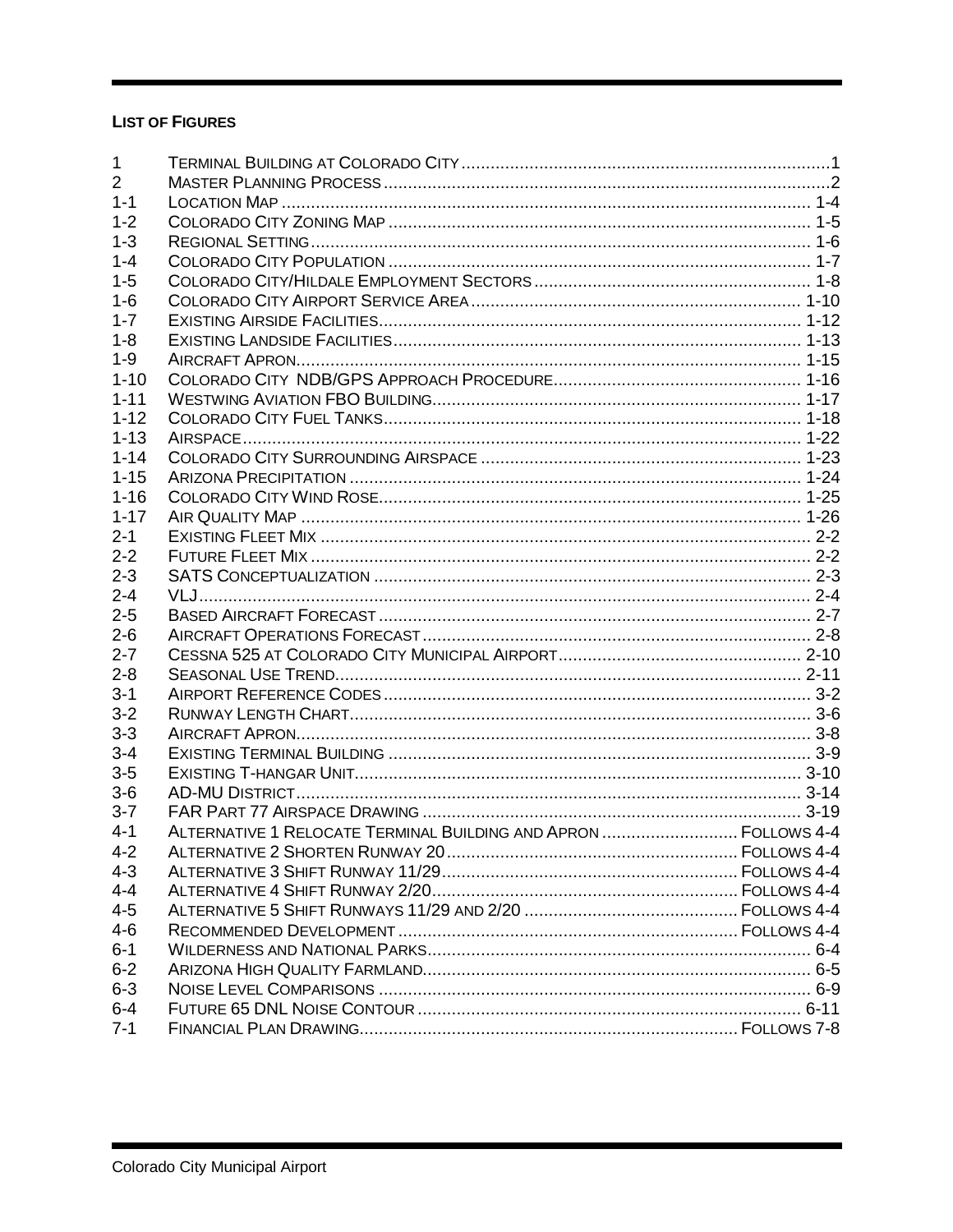**LIST OF FIGURES**

| | | |
|---|---|---|
| 1 | TERMINAL BUILDING AT COLORADO CITY | 1 |
| 2 | MASTER PLANNING PROCESS | 2 |
| 1-1 | LOCATION MAP | 1-4 |
| 1-2 | COLORADO CITY ZONING MAP | 1-5 |
| 1-3 | REGIONAL SETTING | 1-6 |
| 1-4 | COLORADO CITY POPULATION | 1-7 |
| 1-5 | COLORADO CITY/HILDALE EMPLOYMENT SECTORS | 1-8 |
| 1-6 | COLORADO CITY AIRPORT SERVICE AREA | 1-10 |
| 1-7 | EXISTING AIRSIDE FACILITIES | 1-12 |
| 1-8 | EXISTING LANDSIDE FACILITIES | 1-13 |
| 1-9 | AIRCRAFT APRON | 1-15 |
| 1-10 | COLORADO CITY NDB/GPS APPROACH PROCEDURE | 1-16 |
| 1-11 | WESTWING AVIATION FBO BUILDING | 1-17 |
| 1-12 | COLORADO CITY FUEL TANKS | 1-18 |
| 1-13 | AIRSPACE | 1-22 |
| 1-14 | COLORADO CITY SURROUNDING AIRSPACE | 1-23 |
| 1-15 | ARIZONA PRECIPITATION | 1-24 |
| 1-16 | COLORADO CITY WIND ROSE | 1-25 |
| 1-17 | AIR QUALITY MAP | 1-26 |
| 2-1 | EXISTING FLEET MIX | 2-2 |
| 2-2 | FUTURE FLEET MIX | 2-2 |
| 2-3 | SATS CONCEPTUALIZATION | 2-3 |
| 2-4 | VLJ | 2-4 |
| 2-5 | BASED AIRCRAFT FORECAST | 2-7 |
| 2-6 | AIRCRAFT OPERATIONS FORECAST | 2-8 |
| 2-7 | CESSNA 525 AT COLORADO CITY MUNICIPAL AIRPORT | 2-10 |
| 2-8 | SEASONAL USE TREND | 2-11 |
| 3-1 | AIRPORT REFERENCE CODES | 3-2 |
| 3-2 | RUNWAY LENGTH CHART | 3-6 |
| 3-3 | AIRCRAFT APRON | 3-8 |
| 3-4 | EXISTING TERMINAL BUILDING | 3-9 |
| 3-5 | EXISTING T-HANGAR UNIT | 3-10 |
| 3-6 | AD-MU DISTRICT | 3-14 |
| 3-7 | FAR PART 77 AIRSPACE DRAWING | 3-19 |
| 4-1 | ALTERNATIVE 1 RELOCATE TERMINAL BUILDING AND APRON | FOLLOWS 4-4 |
| 4-2 | ALTERNATIVE 2 SHORTEN RUNWAY 20 | FOLLOWS 4-4 |
| 4-3 | ALTERNATIVE 3 SHIFT RUNWAY 11/29 | FOLLOWS 4-4 |
| 4-4 | ALTERNATIVE 4 SHIFT RUNWAY 2/20 | FOLLOWS 4-4 |
| 4-5 | ALTERNATIVE 5 SHIFT RUNWAYS 11/29 AND 2/20 | FOLLOWS 4-4 |
| 4-6 | RECOMMENDED DEVELOPMENT | FOLLOWS 4-4 |
| 6-1 | WILDERNESS AND NATIONAL PARKS | 6-4 |
| 6-2 | ARIZONA HIGH QUALITY FARMLAND | 6-5 |
| 6-3 | NOISE LEVEL COMPARISONS | 6-9 |
| 6-4 | FUTURE 65 DNL NOISE CONTOUR | 6-11 |
| 7-1 | FINANCIAL PLAN DRAWING | FOLLOWS 7-8 |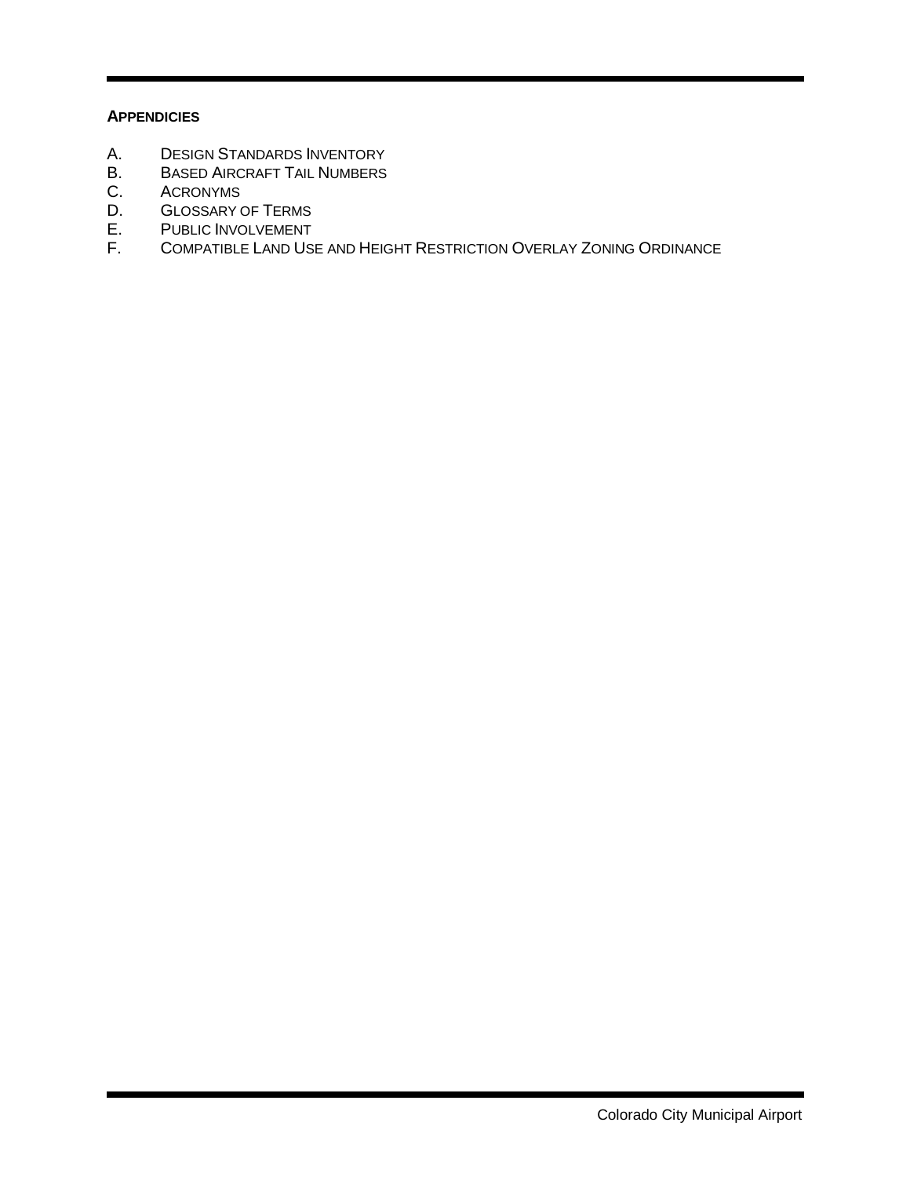**APPENDICIES**

A. DESIGN STANDARDS INVENTORY
B. BASED AIRCRAFT TAIL NUMBERS
C. ACRONYMS
D. GLOSSARY OF TERMS
E. PUBLIC INVOLVEMENT
F. COMPATIBLE LAND USE AND HEIGHT RESTRICTION OVERLAY ZONING ORDINANCE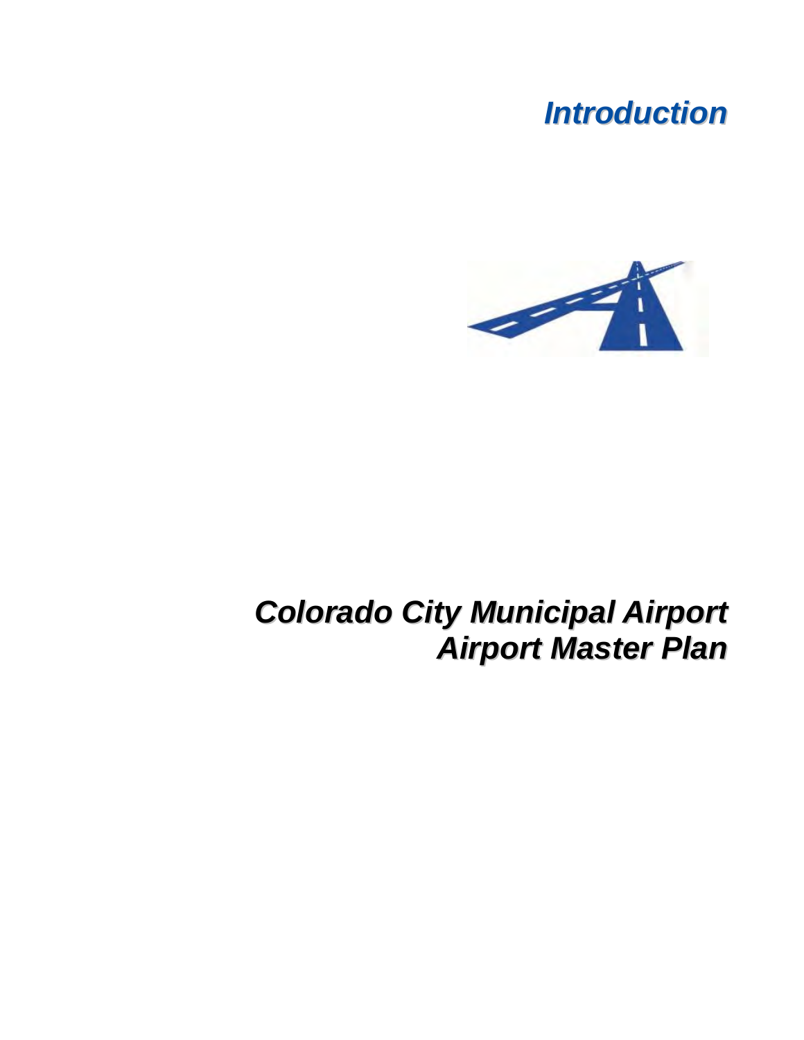# *Introduction*

# *Colorado City Municipal Airport Airport Master Plan*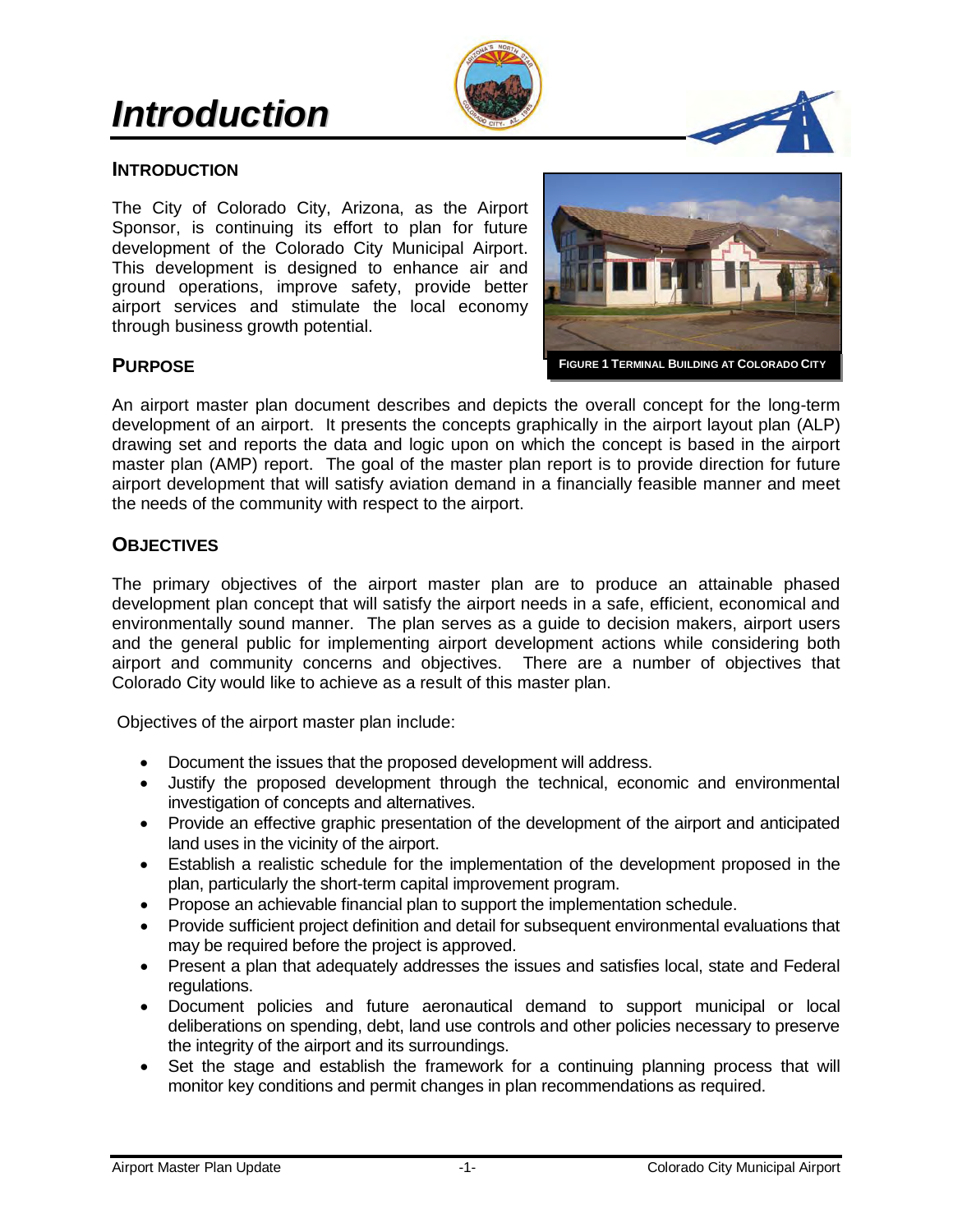# Introduction

## INTRODUCTION

The City of Colorado City, Arizona, as the Airport Sponsor, is continuing its effort to plan for future development of the Colorado City Municipal Airport. This development is designed to enhance air and ground operations, improve safety, provide better airport services and stimulate the local economy through business growth potential.

FIGURE 1 TERMINAL BUILDING AT COLORADO CITY

## PURPOSE

An airport master plan document describes and depicts the overall concept for the long-term development of an airport. It presents the concepts graphically in the airport layout plan (ALP) drawing set and reports the data and logic upon on which the concept is based in the airport master plan (AMP) report. The goal of the master plan report is to provide direction for future airport development that will satisfy aviation demand in a financially feasible manner and meet the needs of the community with respect to the airport.

## OBJECTIVES

The primary objectives of the airport master plan are to produce an attainable phased development plan concept that will satisfy the airport needs in a safe, efficient, economical and environmentally sound manner. The plan serves as a guide to decision makers, airport users and the general public for implementing airport development actions while considering both airport and community concerns and objectives. There are a number of objectives that Colorado City would like to achieve as a result of this master plan.

Objectives of the airport master plan include:

- Document the issues that the proposed development will address.
- Justify the proposed development through the technical, economic and environmental investigation of concepts and alternatives.
- Provide an effective graphic presentation of the development of the airport and anticipated land uses in the vicinity of the airport.
- Establish a realistic schedule for the implementation of the development proposed in the plan, particularly the short-term capital improvement program.
- Propose an achievable financial plan to support the implementation schedule.
- Provide sufficient project definition and detail for subsequent environmental evaluations that may be required before the project is approved.
- Present a plan that adequately addresses the issues and satisfies local, state and Federal regulations.
- Document policies and future aeronautical demand to support municipal or local deliberations on spending, debt, land use controls and other policies necessary to preserve the integrity of the airport and its surroundings.
- Set the stage and establish the framework for a continuing planning process that will monitor key conditions and permit changes in plan recommendations as required.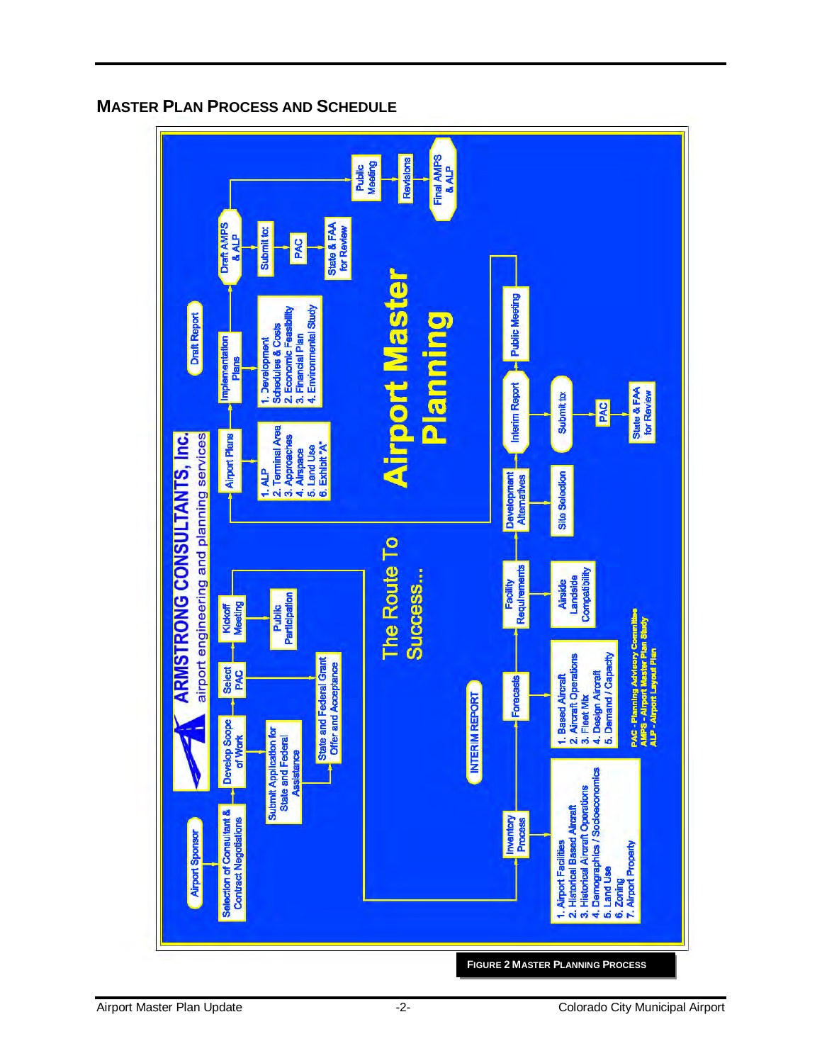## MASTER PLAN PROCESS AND SCHEDULE

ARMSTRONG CONSULTANTS, Inc.
airport engineering and planning services

Airport Sponsor

Selection of Consultant & Contract Negotiations

Develop Scope of Work

Submit Application for State and Federal Assistance

Select PAC

State and Federal Grant Offer and Acceptance

Kickoff Meeting

Public Participation

The Route To Success...

INTERIM REPORT

Inventory Process

1. Airport Facilities
2. Historical Based Aircraft
3. Historical Aircraft Operations
4. Demographics / Socioeconomics
5. Land Use
6. Zoning
7. Airport Property

Forecasts

1. Based Aircraft
2. Aircraft Operations
3. Fleet Mix
4. Design Aircraft
5. Demand / Capacity

Facility Requirements

Airside Landside Compatibility

Development Alternatives

Site Selection

Interim Report

Submit to:

PAC

State & FAA for Review

Public Meeting

Airport Plans

1. ALP
2. Terminal Area
3. Approaches
4. Airspace
5. Land Use
6. Exhibit "A"

Draft Report

Implementation Plans

1. Development Schedules & Costs
2. Economic Feasibility
3. Financial Plan
4. Environmental Study

Draft AMPS & ALP

Submit to:

PAC

State & FAA for Review

Public Meeting

Revisions

Final AMPS & ALP

Airport Master Planning

PAC - Planning Advisory Committee
AMPS - Airport Master Plan Study
ALP - Airport Layout Plan

FIGURE 2 MASTER PLANNING PROCESS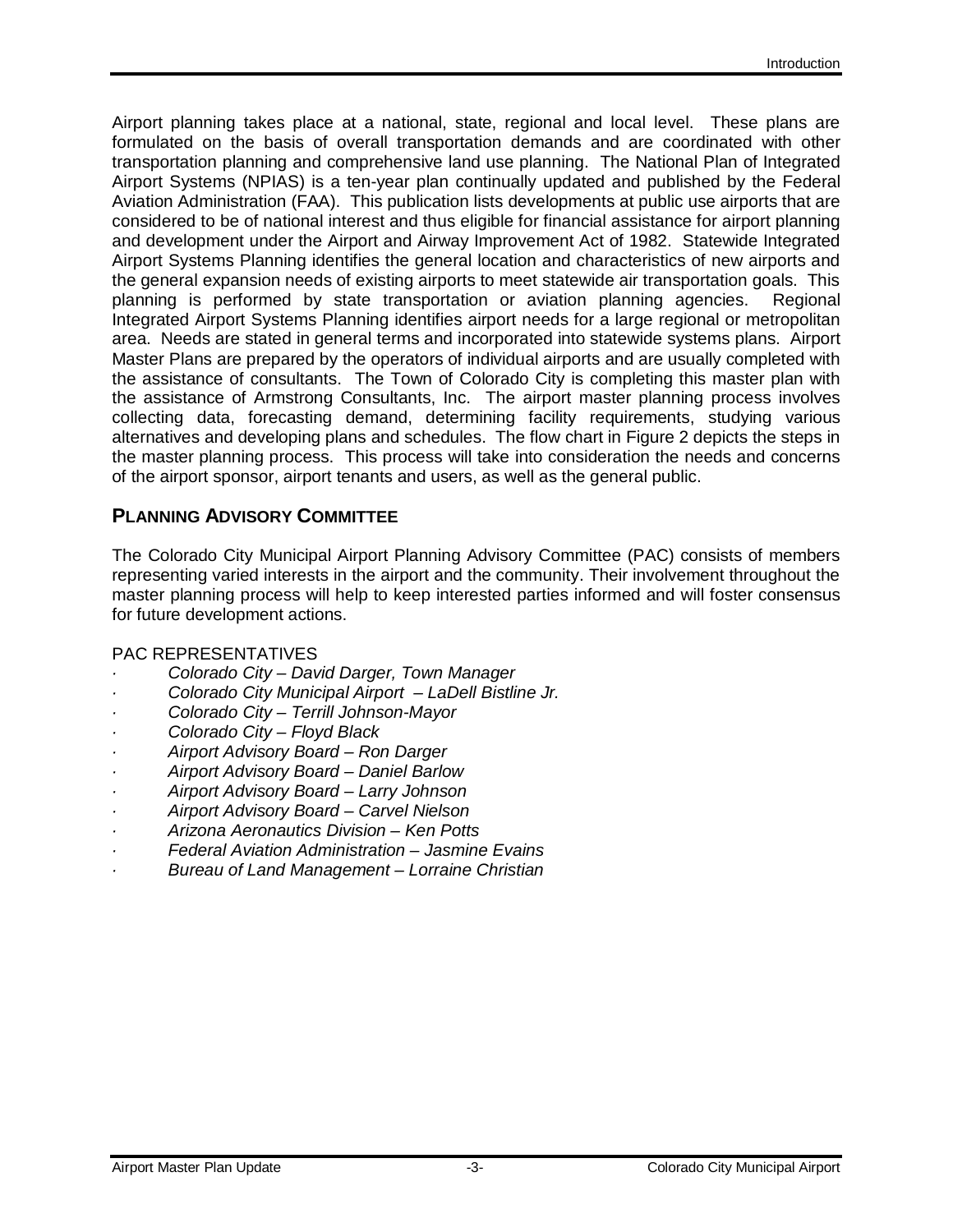Airport planning takes place at a national, state, regional and local level. These plans are formulated on the basis of overall transportation demands and are coordinated with other transportation planning and comprehensive land use planning. The National Plan of Integrated Airport Systems (NPIAS) is a ten-year plan continually updated and published by the Federal Aviation Administration (FAA). This publication lists developments at public use airports that are considered to be of national interest and thus eligible for financial assistance for airport planning and development under the Airport and Airway Improvement Act of 1982. Statewide Integrated Airport Systems Planning identifies the general location and characteristics of new airports and the general expansion needs of existing airports to meet statewide air transportation goals. This planning is performed by state transportation or aviation planning agencies. Regional Integrated Airport Systems Planning identifies airport needs for a large regional or metropolitan area. Needs are stated in general terms and incorporated into statewide systems plans. Airport Master Plans are prepared by the operators of individual airports and are usually completed with the assistance of consultants. The Town of Colorado City is completing this master plan with the assistance of Armstrong Consultants, Inc. The airport master planning process involves collecting data, forecasting demand, determining facility requirements, studying various alternatives and developing plans and schedules. The flow chart in Figure 2 depicts the steps in the master planning process. This process will take into consideration the needs and concerns of the airport sponsor, airport tenants and users, as well as the general public.

## PLANNING ADVISORY COMMITTEE

The Colorado City Municipal Airport Planning Advisory Committee (PAC) consists of members representing varied interests in the airport and the community. Their involvement throughout the master planning process will help to keep interested parties informed and will foster consensus for future development actions.

PAC REPRESENTATIVES

- *Colorado City – David Darger, Town Manager*
- *Colorado City Municipal Airport – LaDell Bistline Jr.*
- *Colorado City – Terrill Johnson-Mayor*
- *Colorado City – Floyd Black*
- *Airport Advisory Board – Ron Darger*
- *Airport Advisory Board – Daniel Barlow*
- *Airport Advisory Board – Larry Johnson*
- *Airport Advisory Board – Carvel Nielson*
- *Arizona Aeronautics Division – Ken Potts*
- *Federal Aviation Administration – Jasmine Evains*
- *Bureau of Land Management – Lorraine Christian*